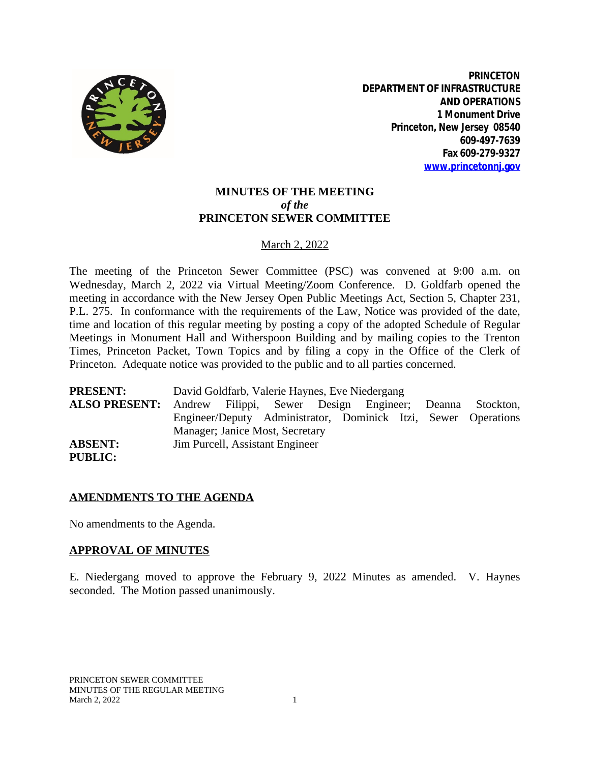**PRINCETON**
**DEPARTMENT OF INFRASTRUCTURE AND OPERATIONS**
**1 Monument Drive**
**Princeton, New Jersey 08540**
**609-497-7639**
**Fax 609-279-9327**
**www.princetonnj.gov**

# MINUTES OF THE MEETING
*of the*
# PRINCETON SEWER COMMITTEE

March 2, 2022

The meeting of the Princeton Sewer Committee (PSC) was convened at 9:00 a.m. on Wednesday, March 2, 2022 via Virtual Meeting/Zoom Conference. D. Goldfarb opened the meeting in accordance with the New Jersey Open Public Meetings Act, Section 5, Chapter 231, P.L. 275. In conformance with the requirements of the Law, Notice was provided of the date, time and location of this regular meeting by posting a copy of the adopted Schedule of Regular Meetings in Monument Hall and Witherspoon Building and by mailing copies to the Trenton Times, Princeton Packet, Town Topics and by filing a copy in the Office of the Clerk of Princeton. Adequate notice was provided to the public and to all parties concerned.

**PRESENT:** David Goldfarb, Valerie Haynes, Eve Niedergang
**ALSO PRESENT:** Andrew Filippi, Sewer Design Engineer; Deanna Stockton, Engineer/Deputy Administrator, Dominick Itzi, Sewer Operations Manager; Janice Most, Secretary
**ABSENT:** Jim Purcell, Assistant Engineer
**PUBLIC:**

## AMENDMENTS TO THE AGENDA

No amendments to the Agenda.

## APPROVAL OF MINUTES

E. Niedergang moved to approve the February 9, 2022 Minutes as amended. V. Haynes seconded. The Motion passed unanimously.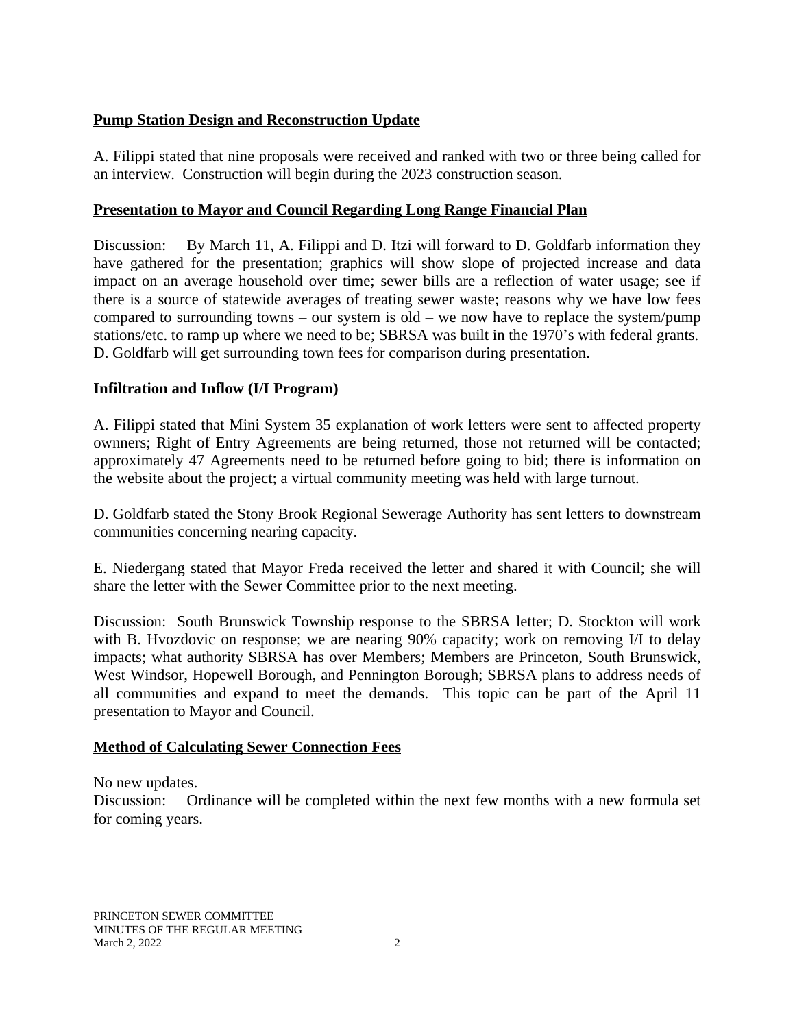**Pump Station Design and Reconstruction Update**

A. Filippi stated that nine proposals were received and ranked with two or three being called for an interview. Construction will begin during the 2023 construction season.

**Presentation to Mayor and Council Regarding Long Range Financial Plan**

Discussion: By March 11, A. Filippi and D. Itzi will forward to D. Goldfarb information they have gathered for the presentation; graphics will show slope of projected increase and data impact on an average household over time; sewer bills are a reflection of water usage; see if there is a source of statewide averages of treating sewer waste; reasons why we have low fees compared to surrounding towns – our system is old – we now have to replace the system/pump stations/etc. to ramp up where we need to be; SBRSA was built in the 1970's with federal grants. D. Goldfarb will get surrounding town fees for comparison during presentation.

**Infiltration and Inflow (I/I Program)**

A. Filippi stated that Mini System 35 explanation of work letters were sent to affected property owners; Right of Entry Agreements are being returned, those not returned will be contacted; approximately 47 Agreements need to be returned before going to bid; there is information on the website about the project; a virtual community meeting was held with large turnout.

D. Goldfarb stated the Stony Brook Regional Sewerage Authority has sent letters to downstream communities concerning nearing capacity.

E. Niedergang stated that Mayor Freda received the letter and shared it with Council; she will share the letter with the Sewer Committee prior to the next meeting.

Discussion: South Brunswick Township response to the SBRSA letter; D. Stockton will work with B. Hvozdovic on response; we are nearing 90% capacity; work on removing I/I to delay impacts; what authority SBRSA has over Members; Members are Princeton, South Brunswick, West Windsor, Hopewell Borough, and Pennington Borough; SBRSA plans to address needs of all communities and expand to meet the demands. This topic can be part of the April 11 presentation to Mayor and Council.

**Method of Calculating Sewer Connection Fees**

No new updates.
Discussion: Ordinance will be completed within the next few months with a new formula set for coming years.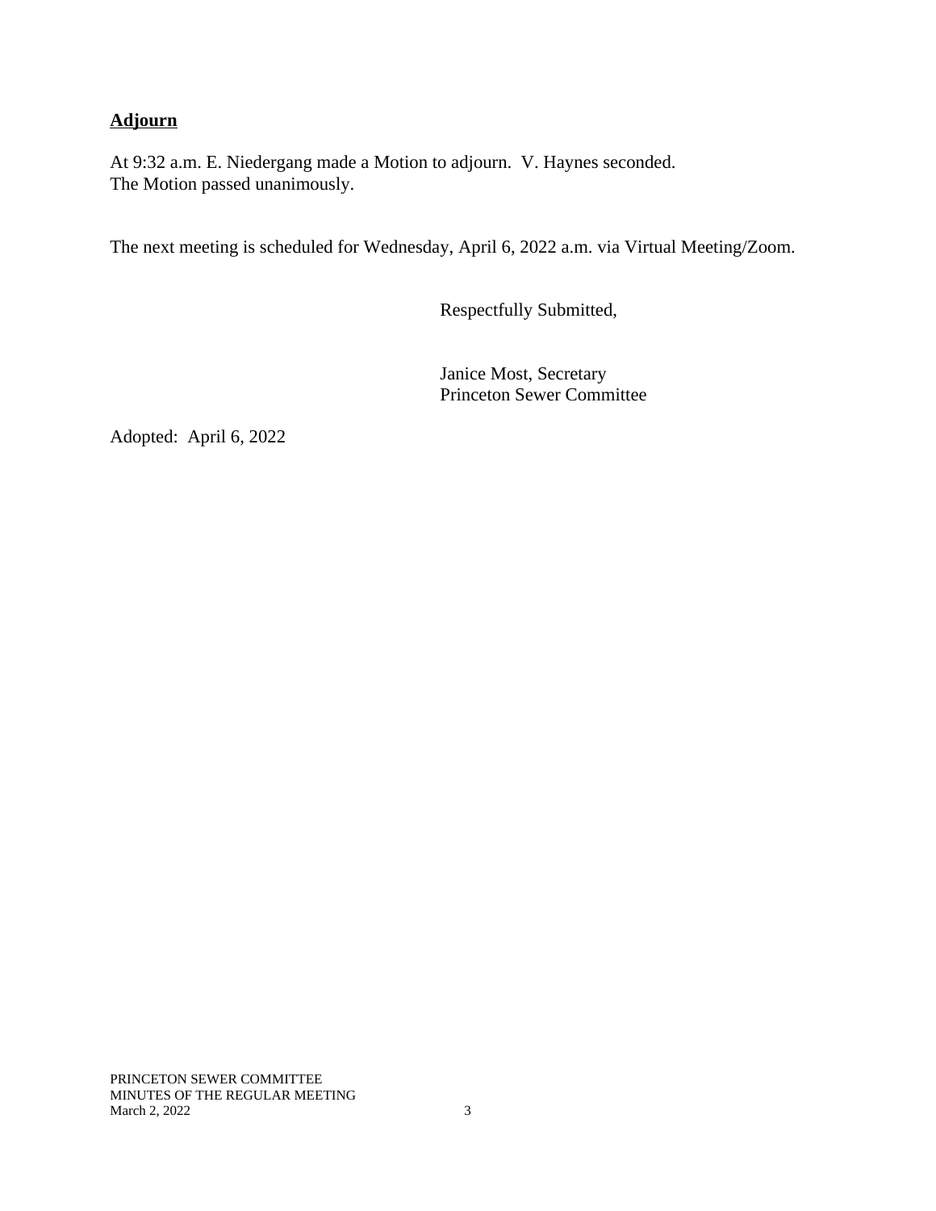**Adjourn**

At 9:32 a.m. E. Niedergang made a Motion to adjourn. V. Haynes seconded.
The Motion passed unanimously.

The next meeting is scheduled for Wednesday, April 6, 2022 a.m. via Virtual Meeting/Zoom.

Respectfully Submitted,

Janice Most, Secretary
Princeton Sewer Committee

Adopted: April 6, 2022